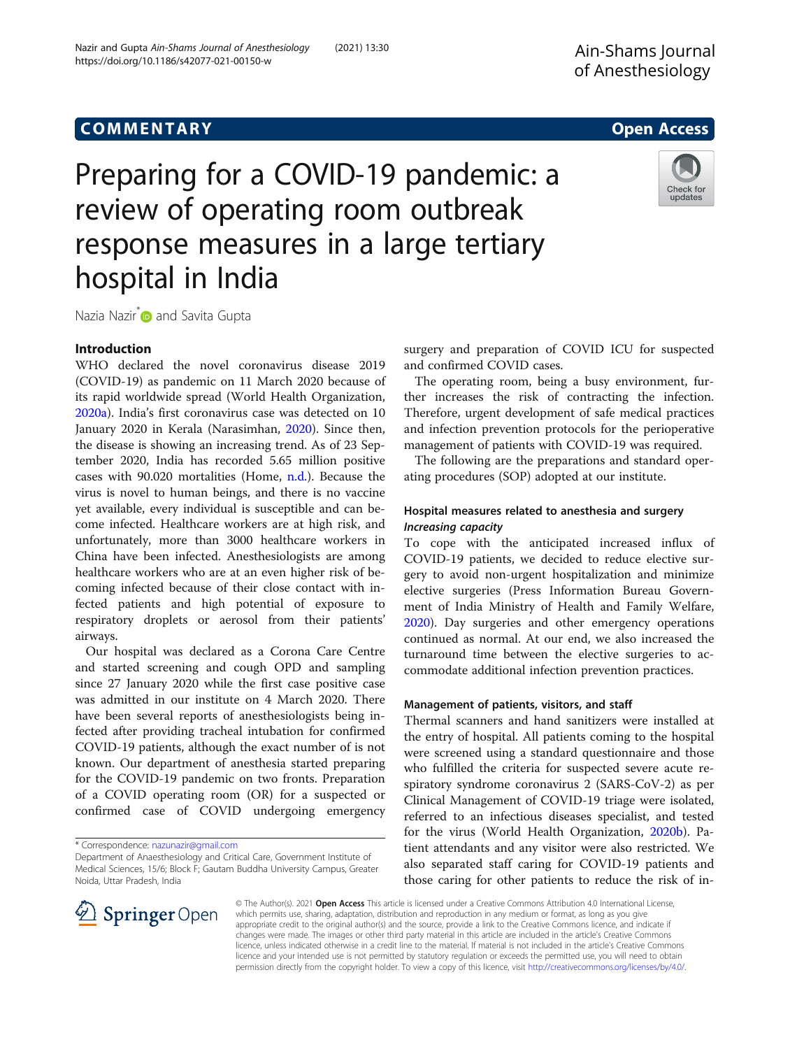COMMENTARY

Open Access

# Preparing for a COVID-19 pandemic: a review of operating room outbreak response measures in a large tertiary hospital in India

Nazia Nazir* and Savita Gupta

## Introduction

WHO declared the novel coronavirus disease 2019 (COVID-19) as pandemic on 11 March 2020 because of its rapid worldwide spread (World Health Organization, 2020a). India's first coronavirus case was detected on 10 January 2020 in Kerala (Narasimhan, 2020). Since then, the disease is showing an increasing trend. As of 23 September 2020, India has recorded 5.65 million positive cases with 90.020 mortalities (Home, n.d.). Because the virus is novel to human beings, and there is no vaccine yet available, every individual is susceptible and can become infected. Healthcare workers are at high risk, and unfortunately, more than 3000 healthcare workers in China have been infected. Anesthesiologists are among healthcare workers who are at an even higher risk of becoming infected because of their close contact with infected patients and high potential of exposure to respiratory droplets or aerosol from their patients' airways.

Our hospital was declared as a Corona Care Centre and started screening and cough OPD and sampling since 27 January 2020 while the first case positive case was admitted in our institute on 4 March 2020. There have been several reports of anesthesiologists being infected after providing tracheal intubation for confirmed COVID-19 patients, although the exact number of is not known. Our department of anesthesia started preparing for the COVID-19 pandemic on two fronts. Preparation of a COVID operating room (OR) for a suspected or confirmed case of COVID undergoing emergency surgery and preparation of COVID ICU for suspected and confirmed COVID cases.

The operating room, being a busy environment, further increases the risk of contracting the infection. Therefore, urgent development of safe medical practices and infection prevention protocols for the perioperative management of patients with COVID-19 was required.

The following are the preparations and standard operating procedures (SOP) adopted at our institute.

### Hospital measures related to anesthesia and surgery

#### *Increasing capacity*

To cope with the anticipated increased influx of COVID-19 patients, we decided to reduce elective surgery to avoid non-urgent hospitalization and minimize elective surgeries (Press Information Bureau Government of India Ministry of Health and Family Welfare, 2020). Day surgeries and other emergency operations continued as normal. At our end, we also increased the turnaround time between the elective surgeries to accommodate additional infection prevention practices.

### Management of patients, visitors, and staff

Thermal scanners and hand sanitizers were installed at the entry of hospital. All patients coming to the hospital were screened using a standard questionnaire and those who fulfilled the criteria for suspected severe acute respiratory syndrome coronavirus 2 (SARS-CoV-2) as per Clinical Management of COVID-19 triage were isolated, referred to an infectious diseases specialist, and tested for the virus (World Health Organization, 2020b). Patient attendants and any visitor were also restricted. We also separated staff caring for COVID-19 patients and those caring for other patients to reduce the risk of in-

\* Correspondence: nazunazir@gmail.com
Department of Anaesthesiology and Critical Care, Government Institute of Medical Sciences, 15/6; Block F; Gautam Buddha University Campus, Greater Noida, Uttar Pradesh, India

© The Author(s). 2021 **Open Access** This article is licensed under a Creative Commons Attribution 4.0 International License, which permits use, sharing, adaptation, distribution and reproduction in any medium or format, as long as you give appropriate credit to the original author(s) and the source, provide a link to the Creative Commons licence, and indicate if changes were made. The images or other third party material in this article are included in the article's Creative Commons licence, unless indicated otherwise in a credit line to the material. If material is not included in the article's Creative Commons licence and your intended use is not permitted by statutory regulation or exceeds the permitted use, you will need to obtain permission directly from the copyright holder. To view a copy of this licence, visit http://creativecommons.org/licenses/by/4.0/.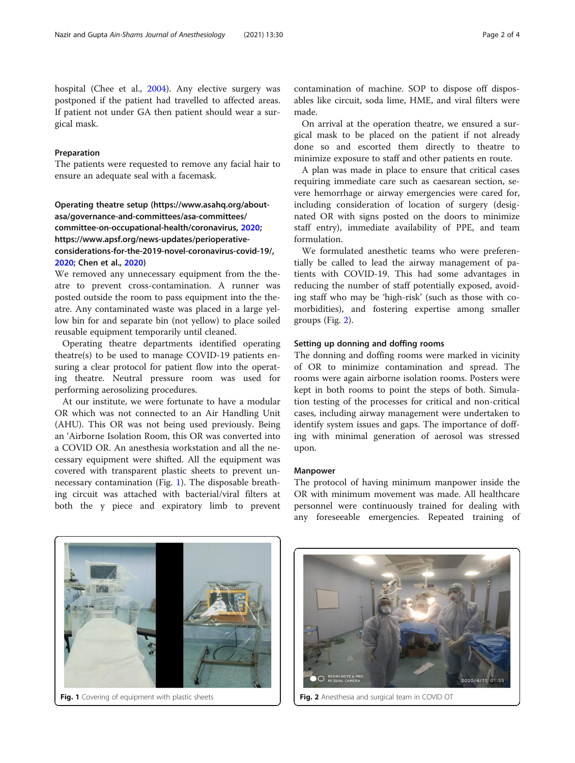hospital (Chee et al., 2004). Any elective surgery was postponed if the patient had travelled to affected areas. If patient not under GA then patient should wear a surgical mask.

### Preparation

The patients were requested to remove any facial hair to ensure an adequate seal with a facemask.

### Operating theatre setup (https://www.asahq.org/about-asa/governance-and-committees/asa-committees/committee-on-occupational-health/coronavirus, 2020; https://www.apsf.org/news-updates/perioperative-considerations-for-the-2019-novel-coronavirus-covid-19/, 2020; Chen et al., 2020)

We removed any unnecessary equipment from the theatre to prevent cross-contamination. A runner was posted outside the room to pass equipment into the theatre. Any contaminated waste was placed in a large yellow bin for and separate bin (not yellow) to place soiled reusable equipment temporarily until cleaned.

Operating theatre departments identified operating theatre(s) to be used to manage COVID-19 patients ensuring a clear protocol for patient flow into the operating theatre. Neutral pressure room was used for performing aerosolizing procedures.

At our institute, we were fortunate to have a modular OR which was not connected to an Air Handling Unit (AHU). This OR was not being used previously. Being an 'Airborne Isolation Room, this OR was converted into a COVID OR. An anesthesia workstation and all the necessary equipment were shifted. All the equipment was covered with transparent plastic sheets to prevent unnecessary contamination (Fig. 1). The disposable breathing circuit was attached with bacterial/viral filters at both the y piece and expiratory limb to prevent contamination of machine. SOP to dispose off disposables like circuit, soda lime, HME, and viral filters were made.

On arrival at the operation theatre, we ensured a surgical mask to be placed on the patient if not already done so and escorted them directly to theatre to minimize exposure to staff and other patients en route.

A plan was made in place to ensure that critical cases requiring immediate care such as caesarean section, severe hemorrhage or airway emergencies were cared for, including consideration of location of surgery (designated OR with signs posted on the doors to minimize staff entry), immediate availability of PPE, and team formulation.

We formulated anesthetic teams who were preferentially be called to lead the airway management of patients with COVID-19. This had some advantages in reducing the number of staff potentially exposed, avoiding staff who may be 'high-risk' (such as those with comorbidities), and fostering expertise among smaller groups (Fig. 2).

### Setting up donning and doffing rooms

The donning and doffing rooms were marked in vicinity of OR to minimize contamination and spread. The rooms were again airborne isolation rooms. Posters were kept in both rooms to point the steps of both. Simulation testing of the processes for critical and non-critical cases, including airway management were undertaken to identify system issues and gaps. The importance of doffing with minimal generation of aerosol was stressed upon.

### Manpower

The protocol of having minimum manpower inside the OR with minimum movement was made. All healthcare personnel were continuously trained for dealing with any foreseeable emergencies. Repeated training of

**Fig. 1** Covering of equipment with plastic sheets

**Fig. 2** Anesthesia and surgical team in COVID OT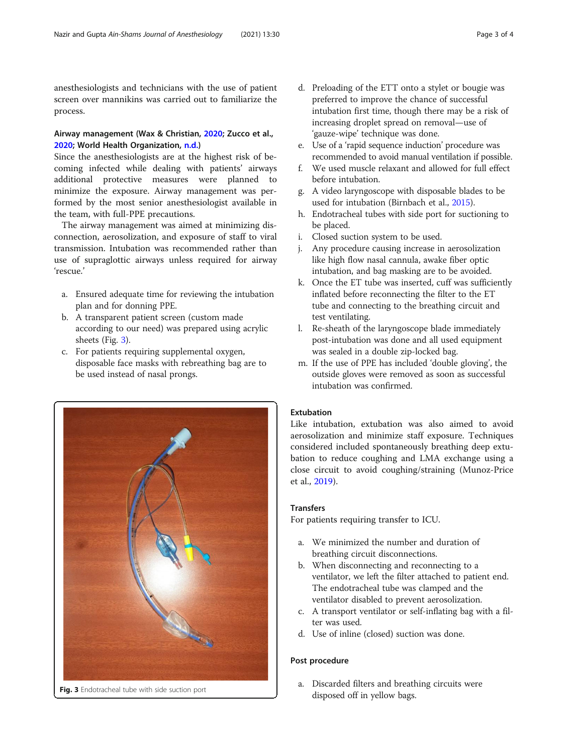anesthesiologists and technicians with the use of patient screen over mannikins was carried out to familiarize the process.

### Airway management (Wax & Christian, 2020; Zucco et al., 2020; World Health Organization, n.d.)

Since the anesthesiologists are at the highest risk of becoming infected while dealing with patients' airways additional protective measures were planned to minimize the exposure. Airway management was performed by the most senior anesthesiologist available in the team, with full-PPE precautions.

The airway management was aimed at minimizing disconnection, aerosolization, and exposure of staff to viral transmission. Intubation was recommended rather than use of supraglottic airways unless required for airway 'rescue.'

a. Ensured adequate time for reviewing the intubation plan and for donning PPE.
b. A transparent patient screen (custom made according to our need) was prepared using acrylic sheets (Fig. 3).
c. For patients requiring supplemental oxygen, disposable face masks with rebreathing bag are to be used instead of nasal prongs.
d. Preloading of the ETT onto a stylet or bougie was preferred to improve the chance of successful intubation first time, though there may be a risk of increasing droplet spread on removal—use of 'gauze-wipe' technique was done.
e. Use of a 'rapid sequence induction' procedure was recommended to avoid manual ventilation if possible.
f. We used muscle relaxant and allowed for full effect before intubation.
g. A video laryngoscope with disposable blades to be used for intubation (Birnbach et al., 2015).
h. Endotracheal tubes with side port for suctioning to be placed.
i. Closed suction system to be used.
j. Any procedure causing increase in aerosolization like high flow nasal cannula, awake fiber optic intubation, and bag masking are to be avoided.
k. Once the ET tube was inserted, cuff was sufficiently inflated before reconnecting the filter to the ET tube and connecting to the breathing circuit and test ventilating.
l. Re-sheath of the laryngoscope blade immediately post-intubation was done and all used equipment was sealed in a double zip-locked bag.
m. If the use of PPE has included 'double gloving', the outside gloves were removed as soon as successful intubation was confirmed.

**Fig. 3** Endotracheal tube with side suction port

### Extubation

Like intubation, extubation was also aimed to avoid aerosolization and minimize staff exposure. Techniques considered included spontaneously breathing deep extubation to reduce coughing and LMA exchange using a close circuit to avoid coughing/straining (Munoz-Price et al., 2019).

### Transfers

For patients requiring transfer to ICU.

a. We minimized the number and duration of breathing circuit disconnections.
b. When disconnecting and reconnecting to a ventilator, we left the filter attached to patient end. The endotracheal tube was clamped and the ventilator disabled to prevent aerosolization.
c. A transport ventilator or self-inflating bag with a filter was used.
d. Use of inline (closed) suction was done.

### Post procedure

a. Discarded filters and breathing circuits were disposed off in yellow bags.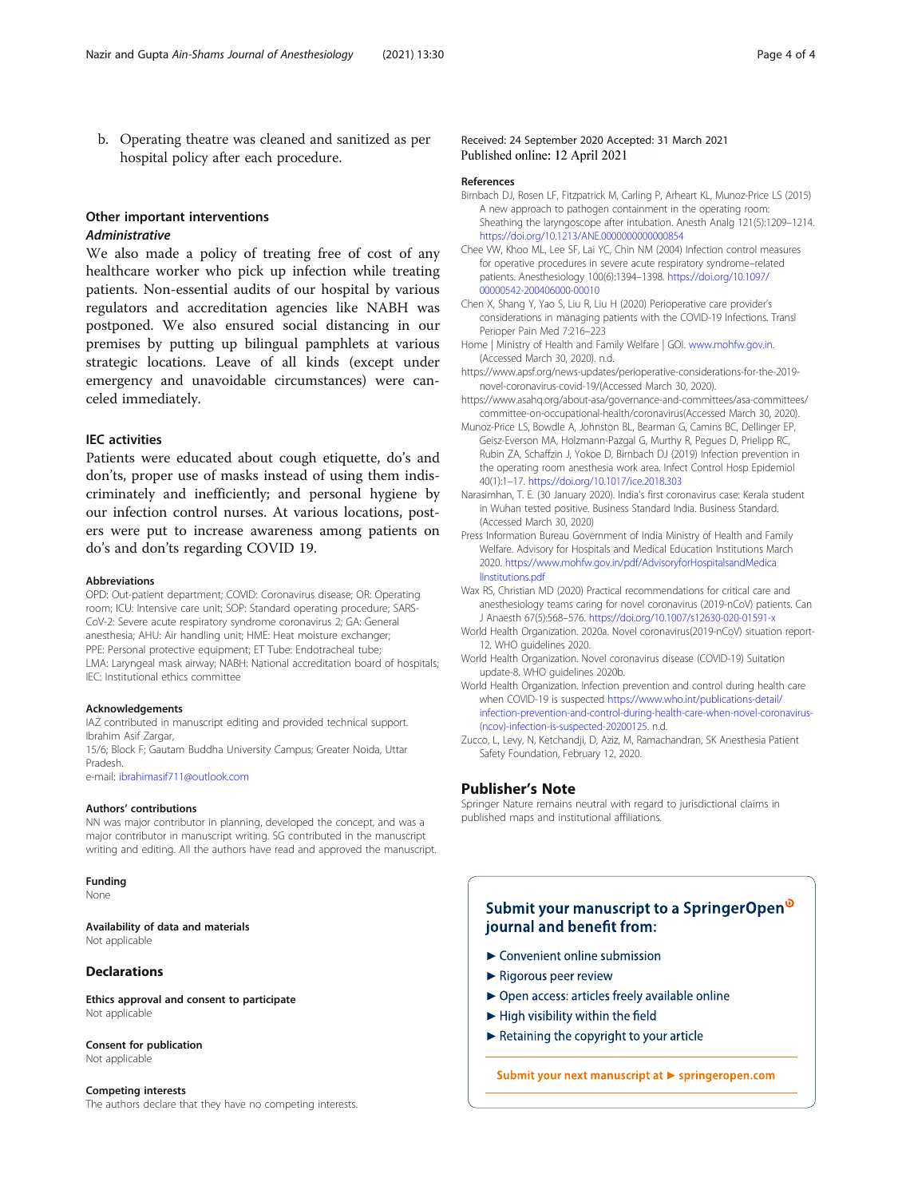b. Operating theatre was cleaned and sanitized as per hospital policy after each procedure.

### Other important interventions

#### *Administrative*

We also made a policy of treating free of cost of any healthcare worker who pick up infection while treating patients. Non-essential audits of our hospital by various regulators and accreditation agencies like NABH was postponed. We also ensured social distancing in our premises by putting up bilingual pamphlets at various strategic locations. Leave of all kinds (except under emergency and unavoidable circumstances) were canceled immediately.

### IEC activities

Patients were educated about cough etiquette, do's and don'ts, proper use of masks instead of using them indiscriminately and inefficiently; and personal hygiene by our infection control nurses. At various locations, posters were put to increase awareness among patients on do's and don'ts regarding COVID 19.

#### Abbreviations

OPD: Out-patient department; COVID: Coronavirus disease; OR: Operating room; ICU: Intensive care unit; SOP: Standard operating procedure; SARS-CoV-2: Severe acute respiratory syndrome coronavirus 2; GA: General anesthesia; AHU: Air handling unit; HME: Heat moisture exchanger; PPE: Personal protective equipment; ET Tube: Endotracheal tube; LMA: Laryngeal mask airway; NABH: National accreditation board of hospitals; IEC: Institutional ethics committee

#### Acknowledgements

IAZ contributed in manuscript editing and provided technical support.
Ibrahim Asif Zargar,
15/6; Block F; Gautam Buddha University Campus; Greater Noida, Uttar Pradesh.
e-mail: ibrahimasif711@outlook.com

#### Authors' contributions

NN was major contributor in planning, developed the concept, and was a major contributor in manuscript writing. SG contributed in the manuscript writing and editing. All the authors have read and approved the manuscript.

#### Funding

None

#### Availability of data and materials

Not applicable

### Declarations

#### Ethics approval and consent to participate

Not applicable

#### Consent for publication

Not applicable

#### Competing interests

The authors declare that they have no competing interests.

Received: 24 September 2020 Accepted: 31 March 2021
Published online: 12 April 2021

#### References

Birnbach DJ, Rosen LF, Fitzpatrick M, Carling P, Arheart KL, Munoz-Price LS (2015) A new approach to pathogen containment in the operating room: Sheathing the laryngoscope after intubation. Anesth Analg 121(5):1209–1214. https://doi.org/10.1213/ANE.0000000000000854

Chee VW, Khoo ML, Lee SF, Lai YC, Chin NM (2004) Infection control measures for operative procedures in severe acute respiratory syndrome–related patients. Anesthesiology 100(6):1394–1398. https://doi.org/10.1097/00000542-200406000-00010

Chen X, Shang Y, Yao S, Liu R, Liu H (2020) Perioperative care provider's considerations in managing patients with the COVID-19 Infections. Transl Perioper Pain Med 7:216–223

Home | Ministry of Health and Family Welfare | GOI. www.mohfw.gov.in. (Accessed March 30, 2020). n.d.

https://www.apsf.org/news-updates/perioperative-considerations-for-the-2019-novel-coronavirus-covid-19/(Accessed March 30, 2020).

https://www.asahq.org/about-asa/governance-and-committees/asa-committees/committee-on-occupational-health/coronavirus(Accessed March 30, 2020).

Munoz-Price LS, Bowdle A, Johnston BL, Bearman G, Camins BC, Dellinger EP, Geisz-Everson MA, Holzmann-Pazgal G, Murthy R, Pegues D, Prielipp RC, Rubin ZA, Schaffzin J, Yokoe D, Birnbach DJ (2019) Infection prevention in the operating room anesthesia work area. Infect Control Hosp Epidemiol 40(1):1–17. https://doi.org/10.1017/ice.2018.303

Narasimhan, T. E. (30 January 2020). India's first coronavirus case: Kerala student in Wuhan tested positive. Business Standard India. Business Standard. (Accessed March 30, 2020)

Press Information Bureau Government of India Ministry of Health and Family Welfare. Advisory for Hospitals and Medical Education Institutions March 2020. https://www.mohfw.gov.in/pdf/AdvisoryforHospitalsandMedicalInstitutions.pdf

Wax RS, Christian MD (2020) Practical recommendations for critical care and anesthesiology teams caring for novel coronavirus (2019-nCoV) patients. Can J Anaesth 67(5):568–576. https://doi.org/10.1007/s12630-020-01591-x

World Health Organization. 2020a. Novel coronavirus(2019-nCoV) situation report-12. WHO guidelines 2020.

World Health Organization. Novel coronavirus disease (COVID-19) Suitation update-8. WHO guidelines 2020b.

World Health Organization. Infection prevention and control during health care when COVID-19 is suspected https://www.who.int/publications-detail/infection-prevention-and-control-during-health-care-when-novel-coronavirus-(ncov)-infection-is-suspected-20200125. n.d.

Zucco, L, Levy, N, Ketchandji, D, Aziz, M, Ramachandran, SK Anesthesia Patient Safety Foundation, February 12, 2020.

### Publisher's Note

Springer Nature remains neutral with regard to jurisdictional claims in published maps and institutional affiliations.

**Submit your manuscript to a SpringerOpen journal and benefit from:**

- ► Convenient online submission
- ► Rigorous peer review
- ► Open access: articles freely available online
- ► High visibility within the field
- ► Retaining the copyright to your article

**Submit your next manuscript at ► springeropen.com**